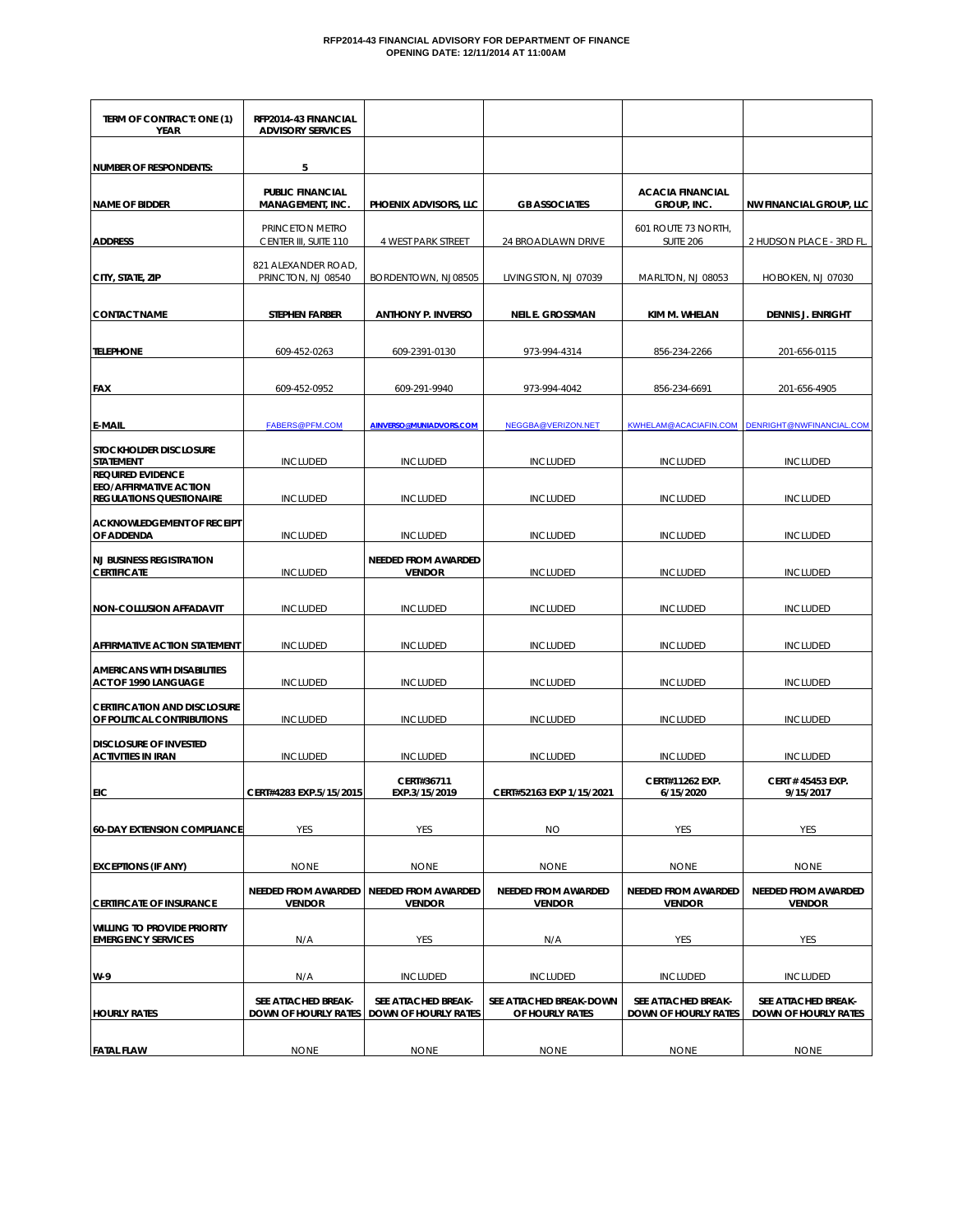**RFP2014-43 FINANCIAL ADVISORY FOR DEPARTMENT OF FINANCE**
**OPENING DATE: 12/11/2014 AT 11:00AM**

| TERM OF CONTRACT: ONE (1) YEAR | RFP2014-43 FINANCIAL ADVISORY SERVICES | | | | |
|---|---|---|---|---|---|
| NUMBER OF RESPONDENTS: | 5 | | | | |
| NAME OF BIDDER | PUBLIC FINANCIAL MANAGEMENT, INC. | PHOENIX ADVISORS, LLC | GB ASSOCIATES | ACACIA FINANCIAL GROUP, INC. | NW FINANCIAL GROUP, LLC |
| ADDRESS | PRINCETON METRO CENTER III, SUITE 110 | 4 WEST PARK STREET | 24 BROADLAWN DRIVE | 601 ROUTE 73 NORTH, SUITE 206 | 2 HUDSON PLACE - 3RD FL. |
| CITY, STATE, ZIP | 821 ALEXANDER ROAD, PRINCTON, NJ 08540 | BORDENTOWN, NJ 08505 | LIVINGSTON, NJ 07039 | MARLTON, NJ 08053 | HOBOKEN, NJ 07030 |
| CONTACT NAME | STEPHEN FARBER | ANTHONY P. INVERSO | NEIL E. GROSSMAN | KIM M. WHELAN | DENNIS J. ENRIGHT |
| TELEPHONE | 609-452-0263 | 609-2391-0130 | 973-994-4314 | 856-234-2266 | 201-656-0115 |
| FAX | 609-452-0952 | 609-291-9940 | 973-994-4042 | 856-234-6691 | 201-656-4905 |
| E-MAIL | FABERS@PFM.COM | AINVERSO@MUNIADVORS.COM | NEGGBA@VERIZON.NET | KWHELAM@ACACIAFIN.COM | DENRIGHT@NWFINANCIAL.COM |
| STOCKHOLDER DISCLOSURE STATEMENT | INCLUDED | INCLUDED | INCLUDED | INCLUDED | INCLUDED |
| REQUIRED EVIDENCE EEO/AFFIRMATIVE ACTION REGULATIONS QUESTIONAIRE | INCLUDED | INCLUDED | INCLUDED | INCLUDED | INCLUDED |
| ACKNOWLEDGEMENT OF RECEIPT OF ADDENDA | INCLUDED | INCLUDED | INCLUDED | INCLUDED | INCLUDED |
| NJ BUSINESS REGISTRATION CERTIFICATE | INCLUDED | NEEDED FROM AWARDED VENDOR | INCLUDED | INCLUDED | INCLUDED |
| NON-COLLUSION AFFADAVIT | INCLUDED | INCLUDED | INCLUDED | INCLUDED | INCLUDED |
| AFFIRMATIVE ACTION STATEMENT | INCLUDED | INCLUDED | INCLUDED | INCLUDED | INCLUDED |
| AMERICANS WITH DISABILITIES ACT OF 1990 LANGUAGE | INCLUDED | INCLUDED | INCLUDED | INCLUDED | INCLUDED |
| CERTIFICATION AND DISCLOSURE OF POLITICAL CONTRIBUTIONS | INCLUDED | INCLUDED | INCLUDED | INCLUDED | INCLUDED |
| DISCLOSURE OF INVESTED ACTIVITIES IN IRAN | INCLUDED | INCLUDED | INCLUDED | INCLUDED | INCLUDED |
| EIC | CERT#4283 EXP.5/15/2015 | CERT#36711 EXP.3/15/2019 | CERT#52163 EXP 1/15/2021 | CERT#11262 EXP. 6/15/2020 | CERT # 45453 EXP. 9/15/2017 |
| 60-DAY EXTENSION COMPLIANCE | YES | YES | NO | YES | YES |
| EXCEPTIONS (IF ANY) | NONE | NONE | NONE | NONE | NONE |
| CERTIFICATE OF INSURANCE | NEEDED FROM AWARDED VENDOR | NEEDED FROM AWARDED VENDOR | NEEDED FROM AWARDED VENDOR | NEEDED FROM AWARDED VENDOR | NEEDED FROM AWARDED VENDOR |
| WILLING TO PROVIDE PRIORITY EMERGENCY SERVICES | N/A | YES | N/A | YES | YES |
| W-9 | N/A | INCLUDED | INCLUDED | INCLUDED | INCLUDED |
| HOURLY RATES | SEE ATTACHED BREAK-DOWN OF HOURLY RATES | SEE ATTACHED BREAK-DOWN OF HOURLY RATES | SEE ATTACHED BREAK-DOWN OF HOURLY RATES | SEE ATTACHED BREAK-DOWN OF HOURLY RATES | SEE ATTACHED BREAK-DOWN OF HOURLY RATES |
| FATAL FLAW | NONE | NONE | NONE | NONE | NONE |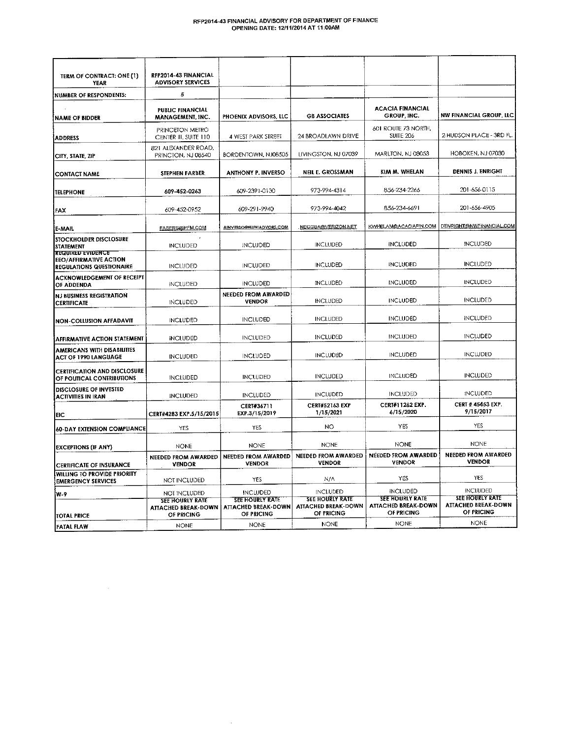# RFP2014-43 FINANCIAL ADVISORY FOR DEPARTMENT OF FINANCE
## OPENING DATE: 12/11/2014 AT 11:00AM

| TERM OF CONTRACT: ONE (1) YEAR | RFP2014-43 FINANCIAL ADVISORY SERVICES | | | | |
|---|---|---|---|---|---|
| NUMBER OF RESPONDENTS: | 5 | | | | |
| NAME OF BIDDER | PUBLIC FINANCIAL MANAGEMENT, INC. | PHOENIX ADVISORS, LLC | GB ASSOCIATES | ACACIA FINANCIAL GROUP, INC. | NW FINANCIAL GROUP, LLC |
| ADDRESS | PRINCETON METRO CENTER III, SUITE 110 | 4 WEST PARK STREET | 24 BROADLAWN DRIVE | 601 ROUTE 73 NORTH, SUITE 206 | 2 HUDSON PLACE - 3RD FL. |
| CITY, STATE, ZIP | 821 ALEXANDER ROAD, PRINCTON, NJ 08540 | BORDENTOWN, NJ08505 | LIVINGSTON, NJ 07039 | MARLTON, NJ 08053 | HOBOKEN, NJ 07030 |
| CONTACT NAME | STEPHEN FARBER | ANTHONY P. INVERSO | NEIL E. GROSSMAN | KIM M. WHELAN | DENNIS J. ENRIGHT |
| TELEPHONE | 609-452-0263 | 609-2391-0130 | 973-994-4314 | 856-234-2266 | 201-656-0115 |
| FAX | 609-452-0952 | 609-291-9940 | 973-994-4042 | 856-234-6691 | 201-656-4905 |
| E-MAIL | FABERS@PFM.COM | AINVERSO@MUNIADVORS.COM | NEGGBA@VERIZON.NET | KWHELAM@ACACIAFIN.COM | DENRIGHT@NWFINANCIAL.COM |
| STOCKHOLDER DISCLOSURE STATEMENT | INCLUDED | INCLUDED | INCLUDED | INCLUDED | INCLUDED |
| REQUIRED EVIDENCE EEO/AFFIRMATIVE ACTION REGULATIONS QUESTIONAIRE | INCLUDED | INCLUDED | INCLUDED | INCLUDED | INCLUDED |
| ACKNOWLEDGEMENT OF RECEIPT OF ADDENDA | INCLUDED | INCLUDED | INCLUDED | INCLUDED | INCLUDED |
| NJ BUSINESS REGISTRATION CERTIFICATE | INCLUDED | NEEDED FROM AWARDED VENDOR | INCLUDED | INCLUDED | INCLUDED |
| NON-COLLUSION AFFADAVIT | INCLUDED | INCLUDED | INCLUDED | INCLUDED | INCLUDED |
| AFFIRMATIVE ACTION STATEMENT | INCLUDED | INCLUDED | INCLUDED | INCLUDED | INCLUDED |
| AMERICANS WITH DISABILITIES ACT OF 1990 LANGUAGE | INCLUDED | INCLUDED | INCLUDED | INCLUDED | INCLUDED |
| CERTIFICATION AND DISCLOSURE OF POLITICAL CONTRIBUTIONS | INCLUDED | INCLUDED | INCLUDED | INCLUDED | INCLUDED |
| DISCLOSURE OF INVESTED ACTIVITIES IN IRAN | INCLUDED | INCLUDED | INCLUDED | INCLUDED | INCLUDED |
| EIC | CERT#4283 EXP.5/15/2015 | CERT#36711 EXP.3/15/2019 | CERT#52163 EXP 1/15/2021 | CERT#11262 EXP. 6/15/2020 | CERT # 45453 EXP. 9/15/2017 |
| 60-DAY EXTENSION COMPLIANCE | YES | YES | NO | YES | YES |
| EXCEPTIONS (IF ANY) | NONE | NONE | NONE | NONE | NONE |
| CERTIFICATE OF INSURANCE | NEEDED FROM AWARDED VENDOR | NEEDED FROM AWARDED VENDOR | NEEDED FROM AWARDED VENDOR | NEEDED FROM AWARDED VENDOR | NEEDED FROM AWARDED VENDOR |
| WILLING TO PROVIDE PRIORITY EMERGENCY SERVICES | NOT INCLUDED | YES | N/A | YES | YES |
| W-9 | NOT INCLUDED | INCLUDED | INCLUDED | INCLUDED | INCLUDED |
| TOTAL PRICE | SEE HOURLY RATE ATTACHED BREAK-DOWN OF PRICING | SEE HOURLY RATE ATTACHED BREAK-DOWN OF PRICING | SEE HOURLY RATE ATTACHED BREAK-DOWN OF PRICING | SEE HOURLY RATE ATTACHED BREAK-DOWN OF PRICING | SEE HOURLY RATE ATTACHED BREAK-DOWN OF PRICING |
| FATAL FLAW | NONE | NONE | NONE | NONE | NONE |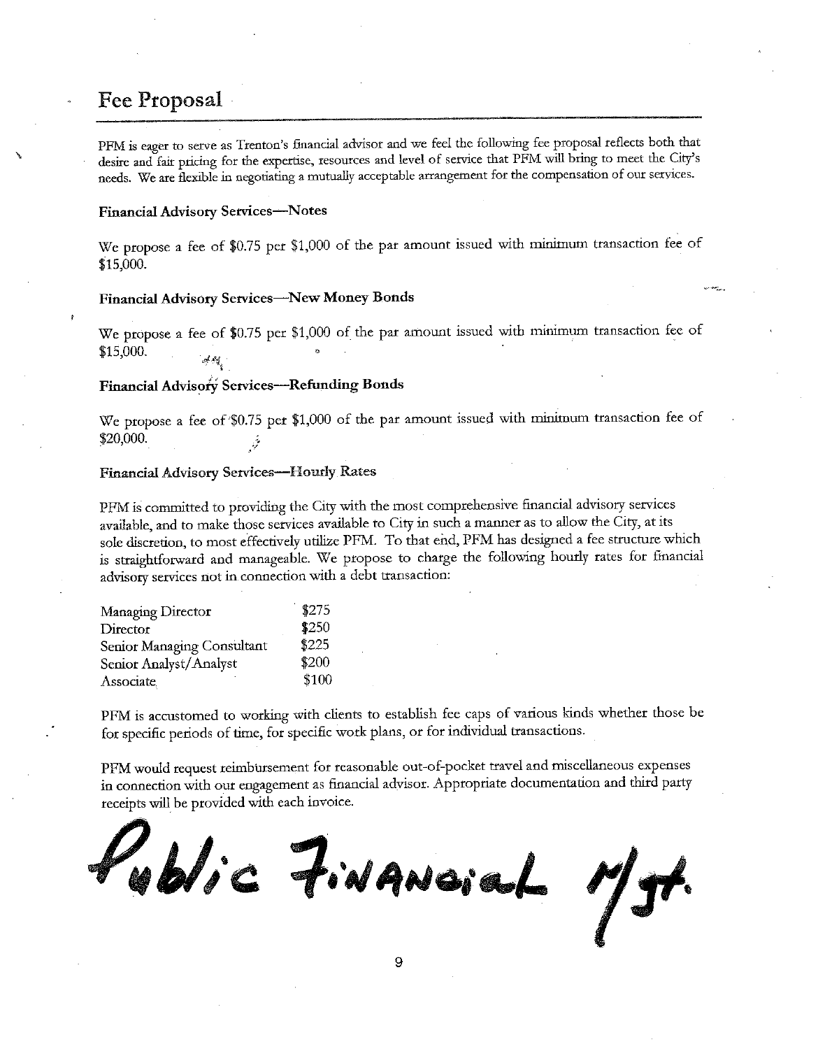## Fee Proposal

PFM is eager to serve as Trenton's financial advisor and we feel the following fee proposal reflects both that desire and fair pricing for the expertise, resources and level of service that PFM will bring to meet the City's needs. We are flexible in negotiating a mutually acceptable arrangement for the compensation of our services.

### Financial Advisory Services—Notes

We propose a fee of $0.75 per $1,000 of the par amount issued with minimum transaction fee of $15,000.

### Financial Advisory Services—New Money Bonds

We propose a fee of $0.75 per $1,000 of the par amount issued with minimum transaction fee of $15,000.

### Financial Advisory Services—Refunding Bonds

We propose a fee of $0.75 per $1,000 of the par amount issued with minimum transaction fee of $20,000.

### Financial Advisory Services—Hourly Rates

PFM is committed to providing the City with the most comprehensive financial advisory services available, and to make those services available to City in such a manner as to allow the City, at its sole discretion, to most effectively utilize PFM. To that end, PFM has designed a fee structure which is straightforward and manageable. We propose to charge the following hourly rates for financial advisory services not in connection with a debt transaction:

| Position | Rate |
|---|---|
| Managing Director | $275 |
| Director | $250 |
| Senior Managing Consultant | $225 |
| Senior Analyst/Analyst | $200 |
| Associate | $100 |

PFM is accustomed to working with clients to establish fee caps of various kinds whether those be for specific periods of time, for specific work plans, or for individual transactions.

PFM would request reimbursement for reasonable out-of-pocket travel and miscellaneous expenses in connection with our engagement as financial advisor. Appropriate documentation and third party receipts will be provided with each invoice.

Public Financial Mgt.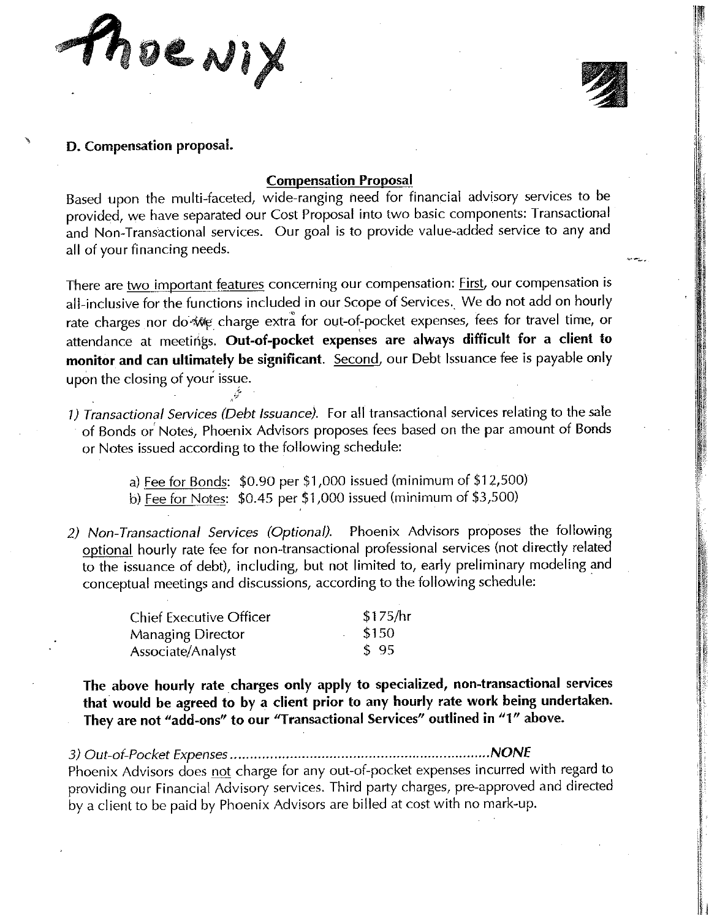Phoenix

**D. Compensation proposal.**

## Compensation Proposal

Based upon the multi-faceted, wide-ranging need for financial advisory services to be provided, we have separated our Cost Proposal into two basic components: Transactional and Non-Transactional services. Our goal is to provide value-added service to any and all of your financing needs.

There are two important features concerning our compensation: First, our compensation is all-inclusive for the functions included in our Scope of Services. We do not add on hourly rate charges nor do we charge extra for out-of-pocket expenses, fees for travel time, or attendance at meetings. **Out-of-pocket expenses are always difficult for a client to monitor and can ultimately be significant**. Second, our Debt Issuance fee is payable only upon the closing of your issue.

1) *Transactional Services (Debt Issuance).* For all transactional services relating to the sale of Bonds or Notes, Phoenix Advisors proposes fees based on the par amount of Bonds or Notes issued according to the following schedule:

   a) Fee for Bonds: $0.90 per $1,000 issued (minimum of $12,500)
   b) Fee for Notes: $0.45 per $1,000 issued (minimum of $3,500)

2) *Non-Transactional Services (Optional).* Phoenix Advisors proposes the following optional hourly rate fee for non-transactional professional services (not directly related to the issuance of debt), including, but not limited to, early preliminary modeling and conceptual meetings and discussions, according to the following schedule:

| | |
|---|---|
| Chief Executive Officer | $175/hr |
| Managing Director | $150 |
| Associate/Analyst | $ 95 |

**The above hourly rate charges only apply to specialized, non-transactional services that would be agreed to by a client prior to any hourly rate work being undertaken. They are not "add-ons" to our "Transactional Services" outlined in "1" above.**

3) *Out-of-Pocket Expenses*..................................................................***NONE***

Phoenix Advisors does not charge for any out-of-pocket expenses incurred with regard to providing our Financial Advisory services. Third party charges, pre-approved and directed by a client to be paid by Phoenix Advisors are billed at cost with no mark-up.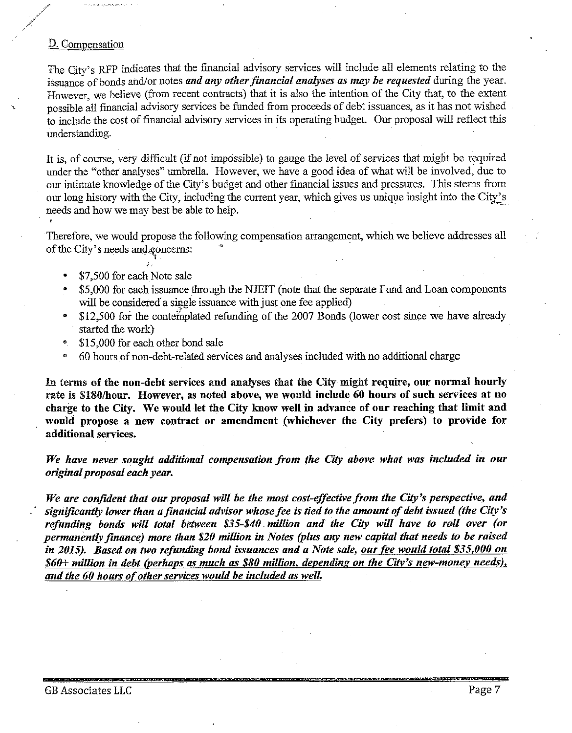## D. Compensation

The City's RFP indicates that the financial advisory services will include all elements relating to the issuance of bonds and/or notes ***and any other financial analyses as may be requested*** during the year. However, we believe (from recent contracts) that it is also the intention of the City that, to the extent possible all financial advisory services be funded from proceeds of debt issuances, as it has not wished to include the cost of financial advisory services in its operating budget. Our proposal will reflect this understanding.

It is, of course, very difficult (if not impossible) to gauge the level of services that might be required under the "other analyses" umbrella. However, we have a good idea of what will be involved, due to our intimate knowledge of the City's budget and other financial issues and pressures. This stems from our long history with the City, including the current year, which gives us unique insight into the City's needs and how we may best be able to help.

Therefore, we would propose the following compensation arrangement, which we believe addresses all of the City's needs and concerns:

- $7,500 for each Note sale
- $5,000 for each issuance through the NJEIT (note that the separate Fund and Loan components will be considered a single issuance with just one fee applied)
- $12,500 for the contemplated refunding of the 2007 Bonds (lower cost since we have already started the work)
- $15,000 for each other bond sale
- 60 hours of non-debt-related services and analyses included with no additional charge

**In terms of the non-debt services and analyses that the City might require, our normal hourly rate is $180/hour. However, as noted above, we would include 60 hours of such services at no charge to the City. We would let the City know well in advance of our reaching that limit and would propose a new contract or amendment (whichever the City prefers) to provide for additional services.**

***We have never sought additional compensation from the City above what was included in our original proposal each year.***

***We are confident that our proposal will be the most cost-effective from the City's perspective, and significantly lower than a financial advisor whose fee is tied to the amount of debt issued (the City's refunding bonds will total between $35-$40 million and the City will have to roll over (or permanently finance) more than $20 million in Notes (plus any new capital that needs to be raised in 2015). Based on two refunding bond issuances and a Note sale, <u>our fee would total $35,000 on $60+ million in debt (perhaps as much as $80 million, depending on the City's new-money needs), and the 60 hours of other services would be included as well.</u>***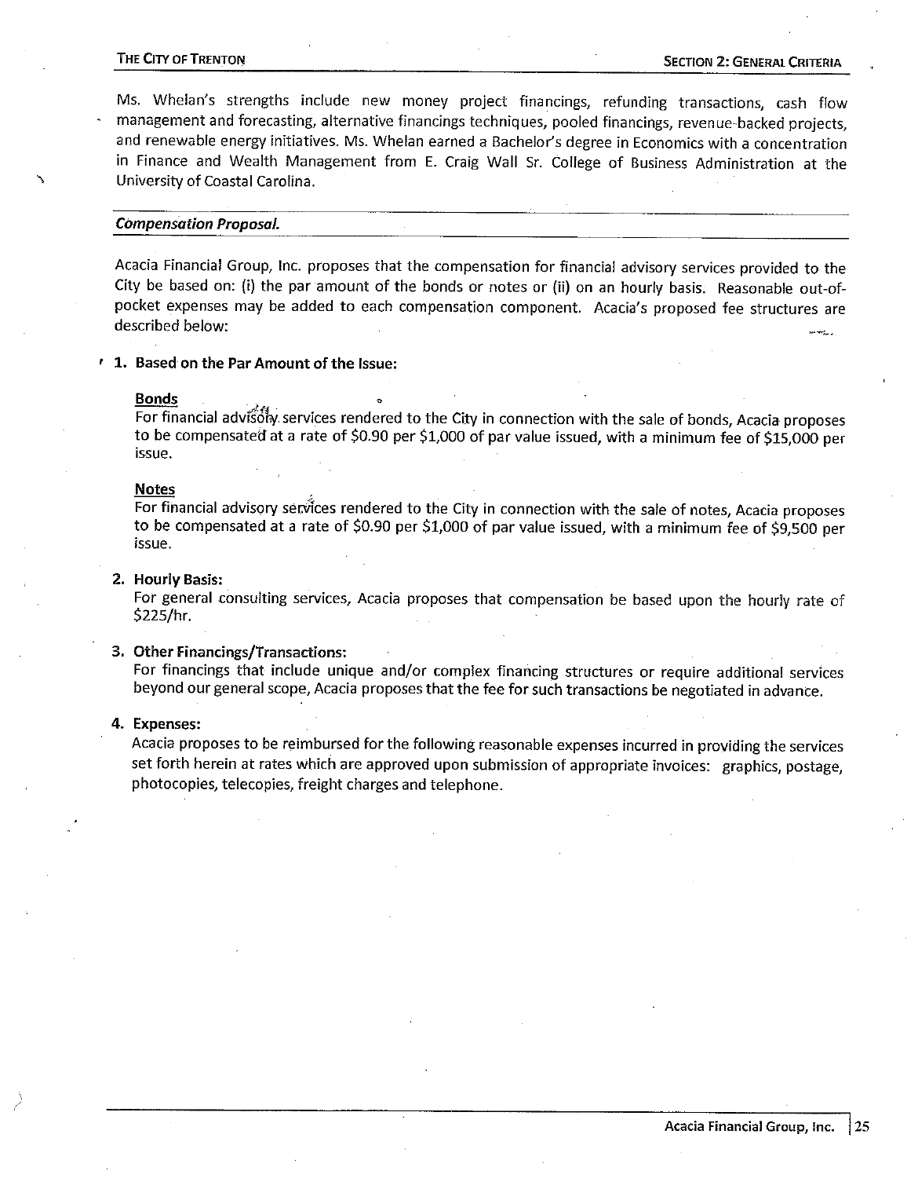Ms. Whelan's strengths include new money project financings, refunding transactions, cash flow management and forecasting, alternative financings techniques, pooled financings, revenue-backed projects, and renewable energy initiatives. Ms. Whelan earned a Bachelor's degree in Economics with a concentration in Finance and Wealth Management from E. Craig Wall Sr. College of Business Administration at the University of Coastal Carolina.

### *Compensation Proposal.*

Acacia Financial Group, Inc. proposes that the compensation for financial advisory services provided to the City be based on: (i) the par amount of the bonds or notes or (ii) on an hourly basis. Reasonable out-of-pocket expenses may be added to each compensation component. Acacia's proposed fee structures are described below:

1. **Based on the Par Amount of the Issue:**

   **Bonds**
   For financial advisory services rendered to the City in connection with the sale of bonds, Acacia proposes to be compensated at a rate of $0.90 per $1,000 of par value issued, with a minimum fee of $15,000 per issue.

   **Notes**
   For financial advisory services rendered to the City in connection with the sale of notes, Acacia proposes to be compensated at a rate of $0.90 per $1,000 of par value issued, with a minimum fee of $9,500 per issue.

2. **Hourly Basis:**
   For general consulting services, Acacia proposes that compensation be based upon the hourly rate of $225/hr.

3. **Other Financings/Transactions:**
   For financings that include unique and/or complex financing structures or require additional services beyond our general scope, Acacia proposes that the fee for such transactions be negotiated in advance.

4. **Expenses:**
   Acacia proposes to be reimbursed for the following reasonable expenses incurred in providing the services set forth herein at rates which are approved upon submission of appropriate invoices: graphics, postage, photocopies, telecopies, freight charges and telephone.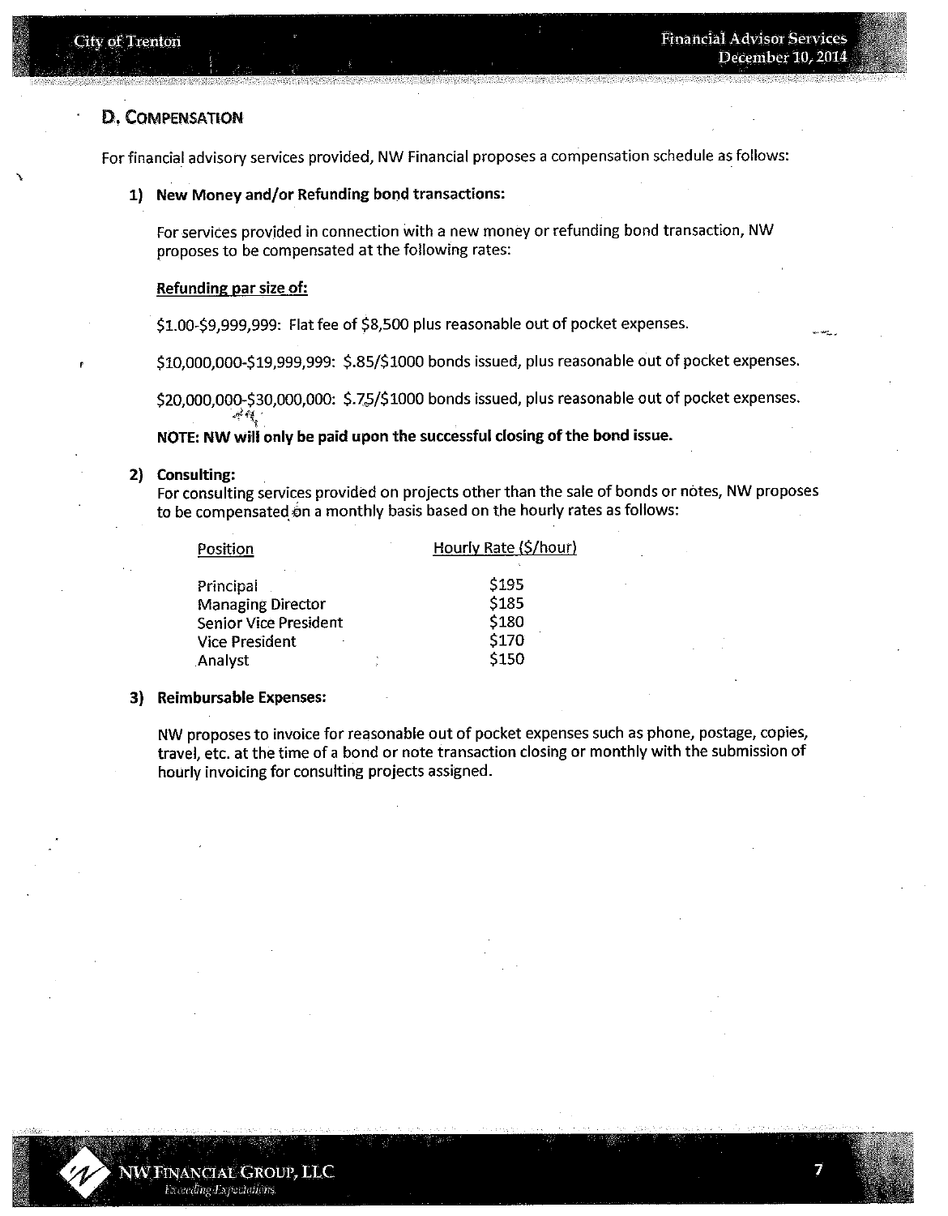## D. Compensation

For financial advisory services provided, NW Financial proposes a compensation schedule as follows:

1) **New Money and/or Refunding bond transactions:**

   For services provided in connection with a new money or refunding bond transaction, NW proposes to be compensated at the following rates:

   **Refunding par size of:**

   $1.00-$9,999,999: Flat fee of $8,500 plus reasonable out of pocket expenses.

   $10,000,000-$19,999,999: $.85/$1000 bonds issued, plus reasonable out of pocket expenses.

   $20,000,000-$30,000,000: $.75/$1000 bonds issued, plus reasonable out of pocket expenses.

   **NOTE: NW will only be paid upon the successful closing of the bond issue.**

2) **Consulting:**
   For consulting services provided on projects other than the sale of bonds or notes, NW proposes to be compensated on a monthly basis based on the hourly rates as follows:

   | Position | Hourly Rate ($/hour) |
   |---|---|
   | Principal | $195 |
   | Managing Director | $185 |
   | Senior Vice President | $180 |
   | Vice President | $170 |
   | Analyst | $150 |

3) **Reimbursable Expenses:**

   NW proposes to invoice for reasonable out of pocket expenses such as phone, postage, copies, travel, etc. at the time of a bond or note transaction closing or monthly with the submission of hourly invoicing for consulting projects assigned.